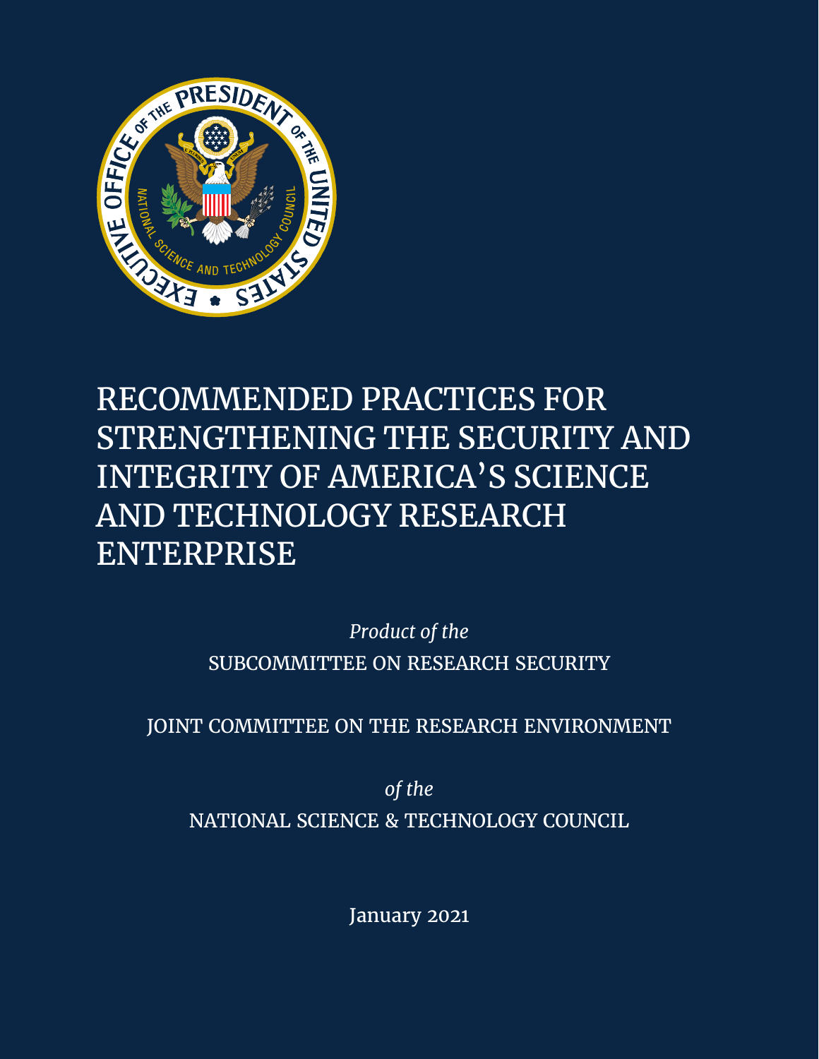# RECOMMENDED PRACTICES FOR STRENGTHENING THE SECURITY AND INTEGRITY OF AMERICA'S SCIENCE AND TECHNOLOGY RESEARCH ENTERPRISE

*Product of the*

SUBCOMMITTEE ON RESEARCH SECURITY

JOINT COMMITTEE ON THE RESEARCH ENVIRONMENT

*of the*

NATIONAL SCIENCE & TECHNOLOGY COUNCIL

January 2021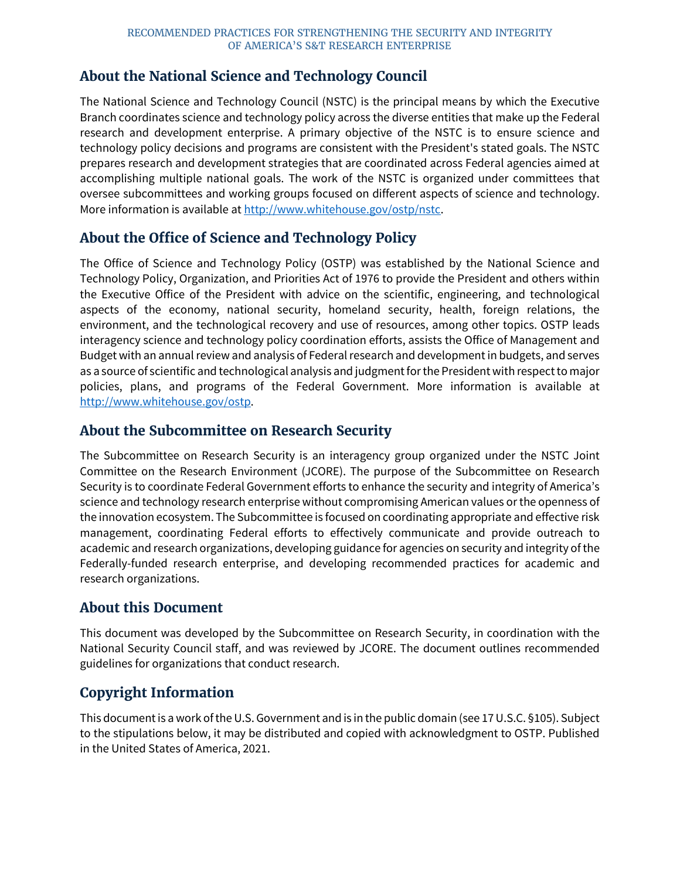## About the National Science and Technology Council

The National Science and Technology Council (NSTC) is the principal means by which the Executive Branch coordinates science and technology policy across the diverse entities that make up the Federal research and development enterprise. A primary objective of the NSTC is to ensure science and technology policy decisions and programs are consistent with the President's stated goals. The NSTC prepares research and development strategies that are coordinated across Federal agencies aimed at accomplishing multiple national goals. The work of the NSTC is organized under committees that oversee subcommittees and working groups focused on different aspects of science and technology. More information is available at [http://www.whitehouse.gov/ostp/nstc](http://www.whitehouse.gov/ostp/nstc).

## About the Office of Science and Technology Policy

The Office of Science and Technology Policy (OSTP) was established by the National Science and Technology Policy, Organization, and Priorities Act of 1976 to provide the President and others within the Executive Office of the President with advice on the scientific, engineering, and technological aspects of the economy, national security, homeland security, health, foreign relations, the environment, and the technological recovery and use of resources, among other topics. OSTP leads interagency science and technology policy coordination efforts, assists the Office of Management and Budget with an annual review and analysis of Federal research and development in budgets, and serves as a source of scientific and technological analysis and judgment for the President with respect to major policies, plans, and programs of the Federal Government. More information is available at [http://www.whitehouse.gov/ostp](http://www.whitehouse.gov/ostp).

## About the Subcommittee on Research Security

The Subcommittee on Research Security is an interagency group organized under the NSTC Joint Committee on the Research Environment (JCORE). The purpose of the Subcommittee on Research Security is to coordinate Federal Government efforts to enhance the security and integrity of America's science and technology research enterprise without compromising American values or the openness of the innovation ecosystem. The Subcommittee is focused on coordinating appropriate and effective risk management, coordinating Federal efforts to effectively communicate and provide outreach to academic and research organizations, developing guidance for agencies on security and integrity of the Federally-funded research enterprise, and developing recommended practices for academic and research organizations.

## About this Document

This document was developed by the Subcommittee on Research Security, in coordination with the National Security Council staff, and was reviewed by JCORE. The document outlines recommended guidelines for organizations that conduct research.

## Copyright Information

This document is a work of the U.S. Government and is in the public domain (see 17 U.S.C. §105). Subject to the stipulations below, it may be distributed and copied with acknowledgment to OSTP. Published in the United States of America, 2021.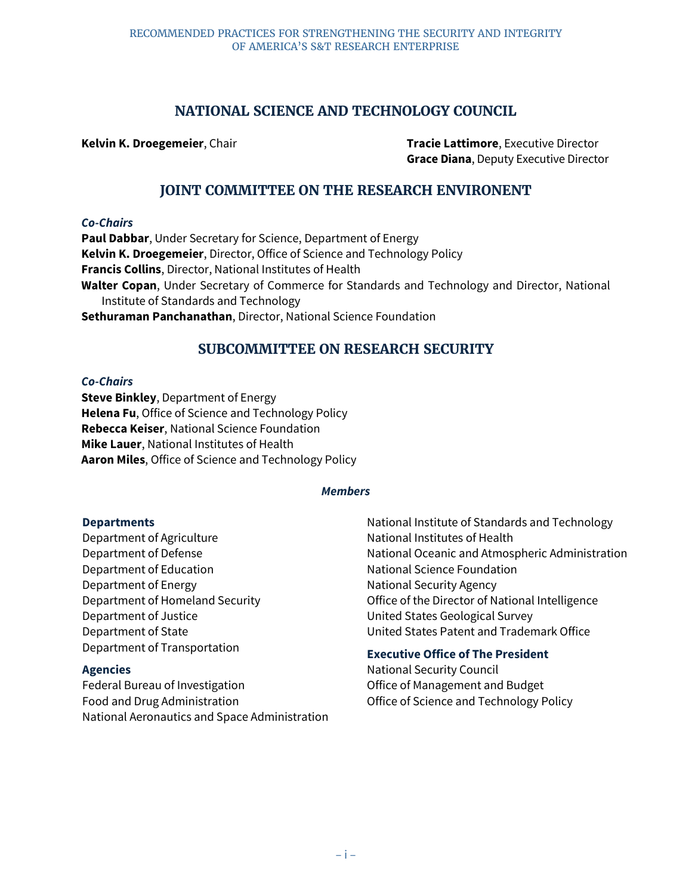## NATIONAL SCIENCE AND TECHNOLOGY COUNCIL

**Kelvin K. Droegemeier**, Chair

**Tracie Lattimore**, Executive Director
**Grace Diana**, Deputy Executive Director

## JOINT COMMITTEE ON THE RESEARCH ENVIRONENT

***Co-Chairs***

**Paul Dabbar**, Under Secretary for Science, Department of Energy
**Kelvin K. Droegemeier**, Director, Office of Science and Technology Policy
**Francis Collins**, Director, National Institutes of Health
**Walter Copan**, Under Secretary of Commerce for Standards and Technology and Director, National Institute of Standards and Technology
**Sethuraman Panchanathan**, Director, National Science Foundation

## SUBCOMMITTEE ON RESEARCH SECURITY

***Co-Chairs***

**Steve Binkley**, Department of Energy
**Helena Fu**, Office of Science and Technology Policy
**Rebecca Keiser**, National Science Foundation
**Mike Lauer**, National Institutes of Health
**Aaron Miles**, Office of Science and Technology Policy

***Members***

**Departments**

Department of Agriculture
Department of Defense
Department of Education
Department of Energy
Department of Homeland Security
Department of Justice
Department of State
Department of Transportation

**Agencies**

Federal Bureau of Investigation
Food and Drug Administration
National Aeronautics and Space Administration
National Institute of Standards and Technology
National Institutes of Health
National Oceanic and Atmospheric Administration
National Science Foundation
National Security Agency
Office of the Director of National Intelligence
United States Geological Survey
United States Patent and Trademark Office

**Executive Office of The President**

National Security Council
Office of Management and Budget
Office of Science and Technology Policy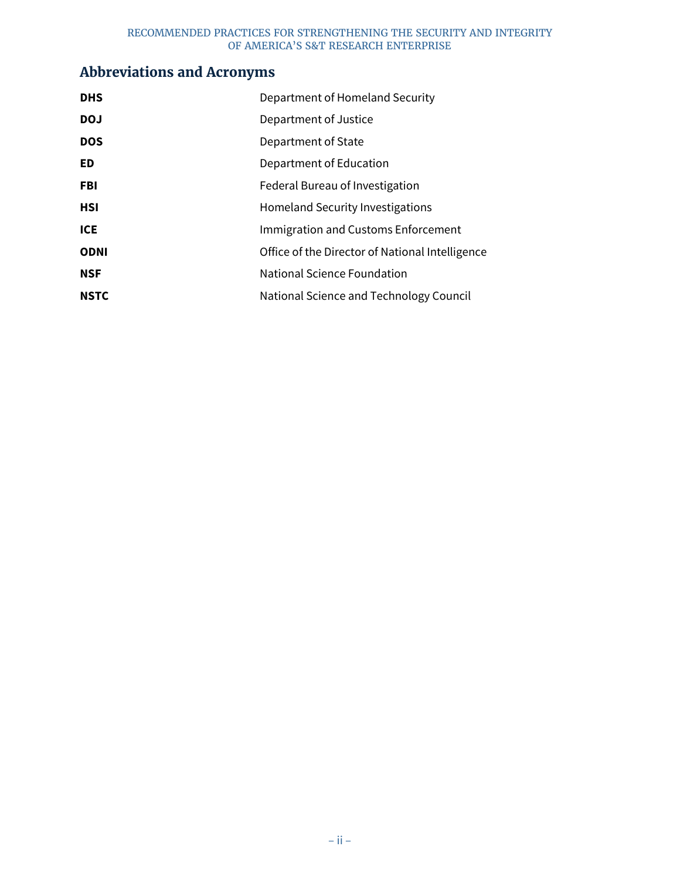## Abbreviations and Acronyms

| | |
|---|---|
| **DHS** | Department of Homeland Security |
| **DOJ** | Department of Justice |
| **DOS** | Department of State |
| **ED** | Department of Education |
| **FBI** | Federal Bureau of Investigation |
| **HSI** | Homeland Security Investigations |
| **ICE** | Immigration and Customs Enforcement |
| **ODNI** | Office of the Director of National Intelligence |
| **NSF** | National Science Foundation |
| **NSTC** | National Science and Technology Council |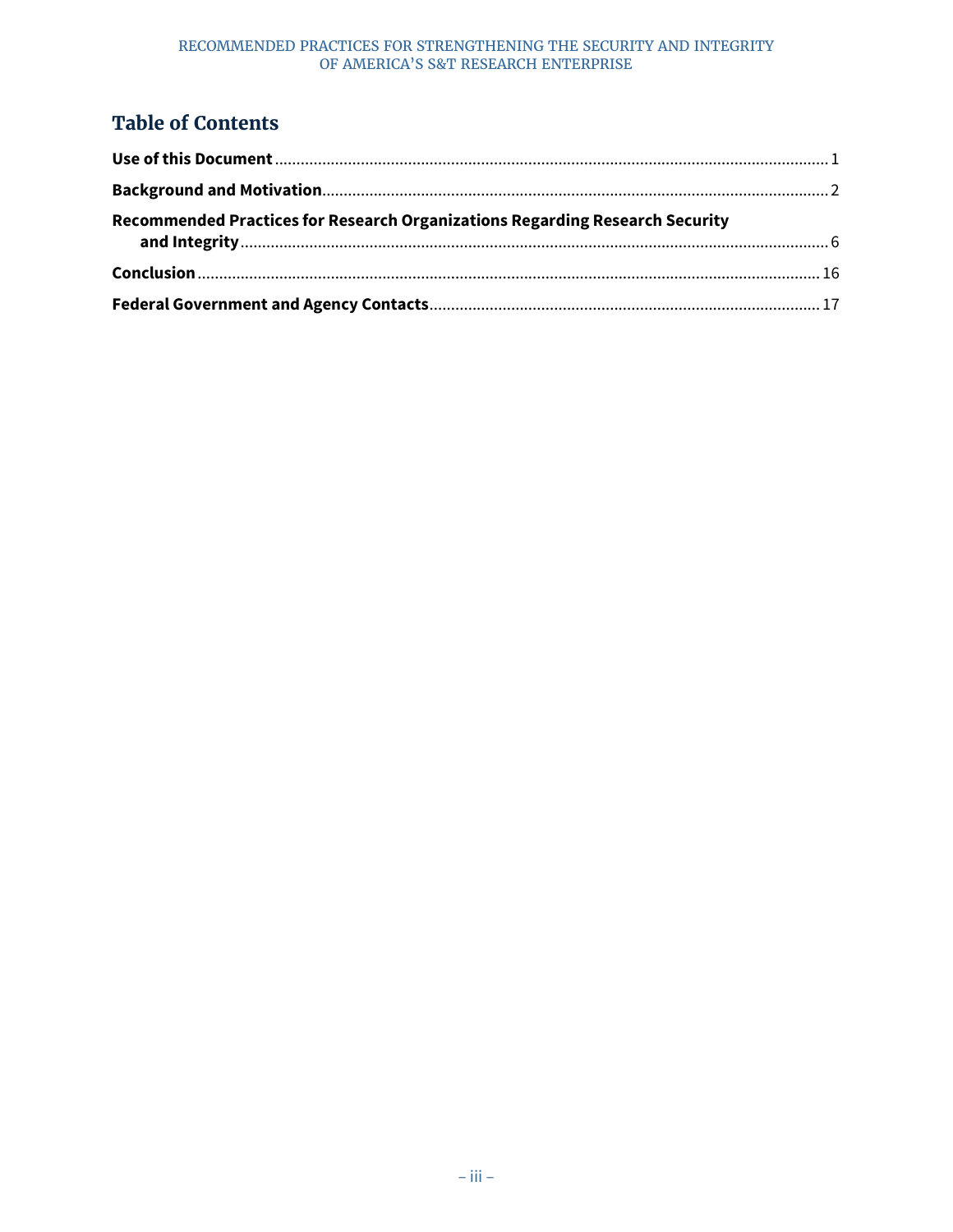## Table of Contents

**Use of this Document** ........................................................................................................................................ 1

**Background and Motivation**.............................................................................................................................. 2

**Recommended Practices for Research Organizations Regarding Research Security and Integrity** .................................................................................................................................................. 6

**Conclusion** .......................................................................................................................................................... 16

**Federal Government and Agency Contacts**.................................................................................................. 17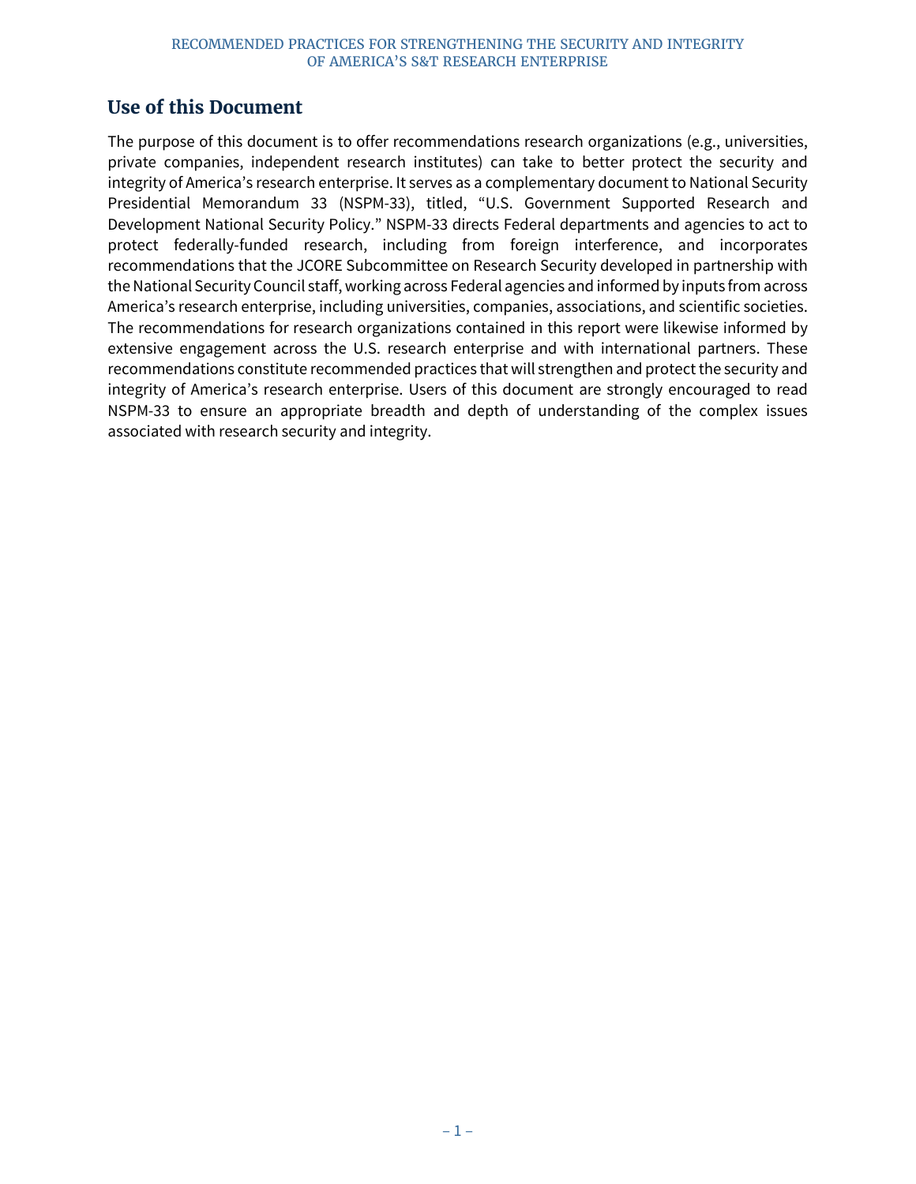## Use of this Document

The purpose of this document is to offer recommendations research organizations (e.g., universities, private companies, independent research institutes) can take to better protect the security and integrity of America's research enterprise. It serves as a complementary document to National Security Presidential Memorandum 33 (NSPM-33), titled, "U.S. Government Supported Research and Development National Security Policy." NSPM-33 directs Federal departments and agencies to act to protect federally-funded research, including from foreign interference, and incorporates recommendations that the JCORE Subcommittee on Research Security developed in partnership with the National Security Council staff, working across Federal agencies and informed by inputs from across America's research enterprise, including universities, companies, associations, and scientific societies. The recommendations for research organizations contained in this report were likewise informed by extensive engagement across the U.S. research enterprise and with international partners. These recommendations constitute recommended practices that will strengthen and protect the security and integrity of America's research enterprise. Users of this document are strongly encouraged to read NSPM-33 to ensure an appropriate breadth and depth of understanding of the complex issues associated with research security and integrity.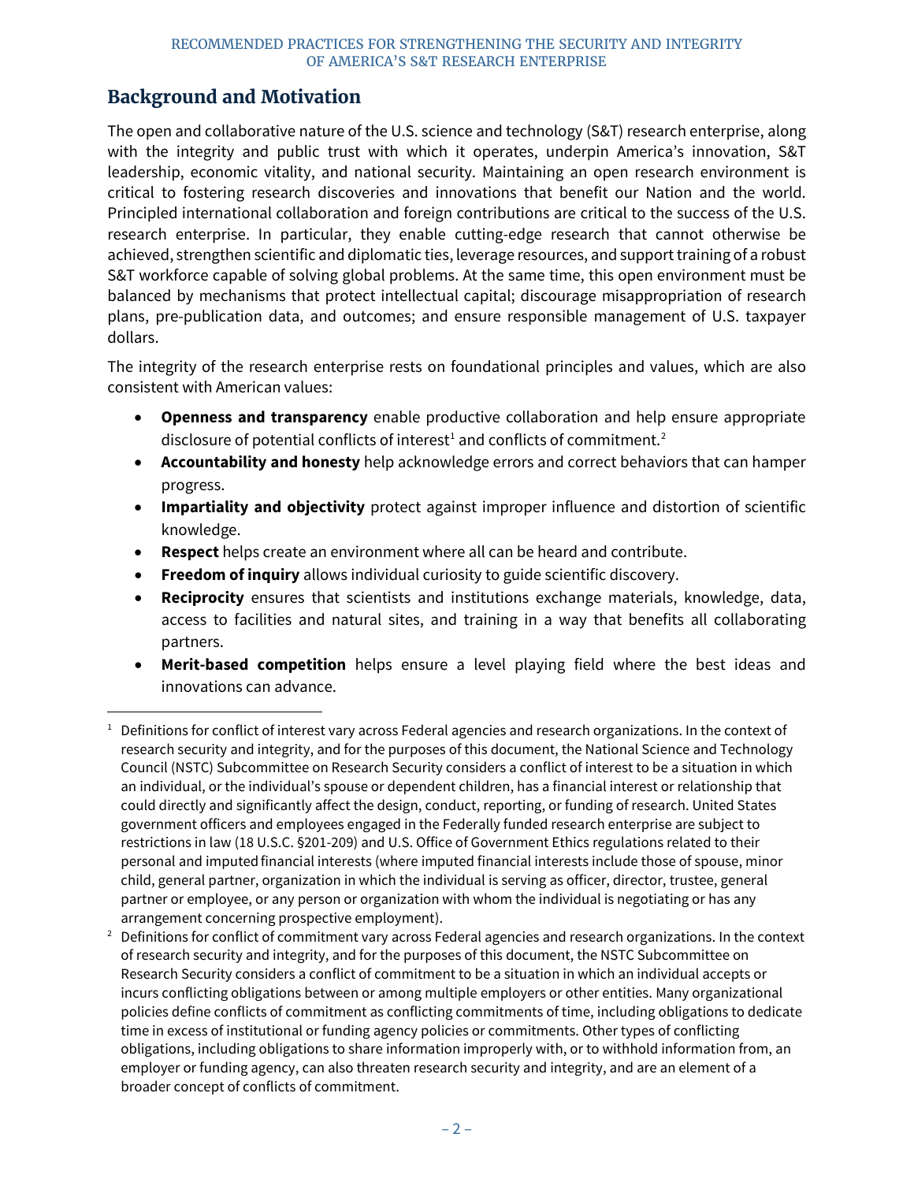## Background and Motivation

The open and collaborative nature of the U.S. science and technology (S&T) research enterprise, along with the integrity and public trust with which it operates, underpin America's innovation, S&T leadership, economic vitality, and national security. Maintaining an open research environment is critical to fostering research discoveries and innovations that benefit our Nation and the world. Principled international collaboration and foreign contributions are critical to the success of the U.S. research enterprise. In particular, they enable cutting-edge research that cannot otherwise be achieved, strengthen scientific and diplomatic ties, leverage resources, and support training of a robust S&T workforce capable of solving global problems. At the same time, this open environment must be balanced by mechanisms that protect intellectual capital; discourage misappropriation of research plans, pre-publication data, and outcomes; and ensure responsible management of U.S. taxpayer dollars.

The integrity of the research enterprise rests on foundational principles and values, which are also consistent with American values:

- **Openness and transparency** enable productive collaboration and help ensure appropriate disclosure of potential conflicts of interest[1] and conflicts of commitment.[2]
- **Accountability and honesty** help acknowledge errors and correct behaviors that can hamper progress.
- **Impartiality and objectivity** protect against improper influence and distortion of scientific knowledge.
- **Respect** helps create an environment where all can be heard and contribute.
- **Freedom of inquiry** allows individual curiosity to guide scientific discovery.
- **Reciprocity** ensures that scientists and institutions exchange materials, knowledge, data, access to facilities and natural sites, and training in a way that benefits all collaborating partners.
- **Merit-based competition** helps ensure a level playing field where the best ideas and innovations can advance.

[1] Definitions for conflict of interest vary across Federal agencies and research organizations. In the context of research security and integrity, and for the purposes of this document, the National Science and Technology Council (NSTC) Subcommittee on Research Security considers a conflict of interest to be a situation in which an individual, or the individual's spouse or dependent children, has a financial interest or relationship that could directly and significantly affect the design, conduct, reporting, or funding of research. United States government officers and employees engaged in the Federally funded research enterprise are subject to restrictions in law (18 U.S.C. §201-209) and U.S. Office of Government Ethics regulations related to their personal and imputed financial interests (where imputed financial interests include those of spouse, minor child, general partner, organization in which the individual is serving as officer, director, trustee, general partner or employee, or any person or organization with whom the individual is negotiating or has any arrangement concerning prospective employment).

[2] Definitions for conflict of commitment vary across Federal agencies and research organizations. In the context of research security and integrity, and for the purposes of this document, the NSTC Subcommittee on Research Security considers a conflict of commitment to be a situation in which an individual accepts or incurs conflicting obligations between or among multiple employers or other entities. Many organizational policies define conflicts of commitment as conflicting commitments of time, including obligations to dedicate time in excess of institutional or funding agency policies or commitments. Other types of conflicting obligations, including obligations to share information improperly with, or to withhold information from, an employer or funding agency, can also threaten research security and integrity, and are an element of a broader concept of conflicts of commitment.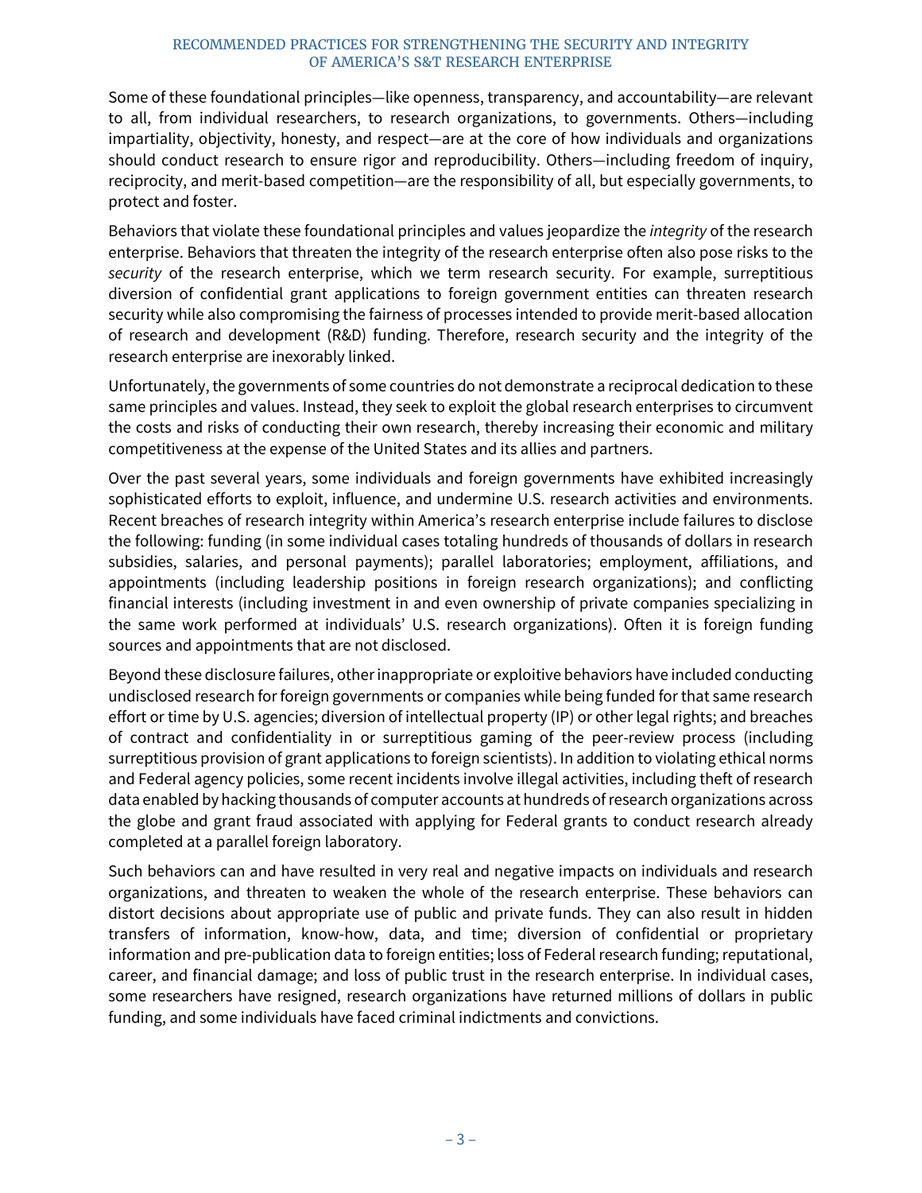Some of these foundational principles—like openness, transparency, and accountability—are relevant to all, from individual researchers, to research organizations, to governments. Others—including impartiality, objectivity, honesty, and respect—are at the core of how individuals and organizations should conduct research to ensure rigor and reproducibility. Others—including freedom of inquiry, reciprocity, and merit-based competition—are the responsibility of all, but especially governments, to protect and foster.

Behaviors that violate these foundational principles and values jeopardize the *integrity* of the research enterprise. Behaviors that threaten the integrity of the research enterprise often also pose risks to the *security* of the research enterprise, which we term research security. For example, surreptitious diversion of confidential grant applications to foreign government entities can threaten research security while also compromising the fairness of processes intended to provide merit-based allocation of research and development (R&D) funding. Therefore, research security and the integrity of the research enterprise are inexorably linked.

Unfortunately, the governments of some countries do not demonstrate a reciprocal dedication to these same principles and values. Instead, they seek to exploit the global research enterprises to circumvent the costs and risks of conducting their own research, thereby increasing their economic and military competitiveness at the expense of the United States and its allies and partners.

Over the past several years, some individuals and foreign governments have exhibited increasingly sophisticated efforts to exploit, influence, and undermine U.S. research activities and environments. Recent breaches of research integrity within America's research enterprise include failures to disclose the following: funding (in some individual cases totaling hundreds of thousands of dollars in research subsidies, salaries, and personal payments); parallel laboratories; employment, affiliations, and appointments (including leadership positions in foreign research organizations); and conflicting financial interests (including investment in and even ownership of private companies specializing in the same work performed at individuals' U.S. research organizations). Often it is foreign funding sources and appointments that are not disclosed.

Beyond these disclosure failures, other inappropriate or exploitive behaviors have included conducting undisclosed research for foreign governments or companies while being funded for that same research effort or time by U.S. agencies; diversion of intellectual property (IP) or other legal rights; and breaches of contract and confidentiality in or surreptitious gaming of the peer-review process (including surreptitious provision of grant applications to foreign scientists). In addition to violating ethical norms and Federal agency policies, some recent incidents involve illegal activities, including theft of research data enabled by hacking thousands of computer accounts at hundreds of research organizations across the globe and grant fraud associated with applying for Federal grants to conduct research already completed at a parallel foreign laboratory.

Such behaviors can and have resulted in very real and negative impacts on individuals and research organizations, and threaten to weaken the whole of the research enterprise. These behaviors can distort decisions about appropriate use of public and private funds. They can also result in hidden transfers of information, know-how, data, and time; diversion of confidential or proprietary information and pre-publication data to foreign entities; loss of Federal research funding; reputational, career, and financial damage; and loss of public trust in the research enterprise. In individual cases, some researchers have resigned, research organizations have returned millions of dollars in public funding, and some individuals have faced criminal indictments and convictions.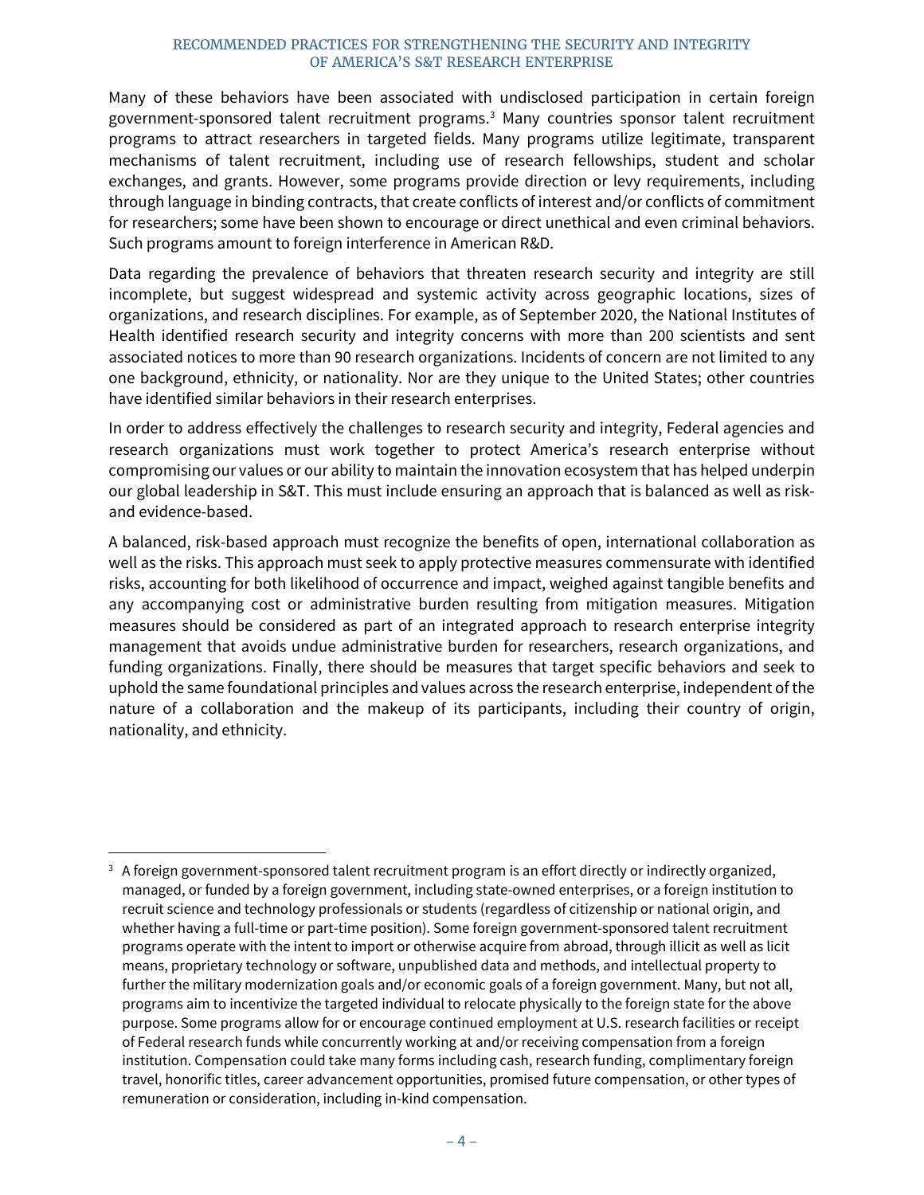Many of these behaviors have been associated with undisclosed participation in certain foreign government-sponsored talent recruitment programs.[3] Many countries sponsor talent recruitment programs to attract researchers in targeted fields. Many programs utilize legitimate, transparent mechanisms of talent recruitment, including use of research fellowships, student and scholar exchanges, and grants. However, some programs provide direction or levy requirements, including through language in binding contracts, that create conflicts of interest and/or conflicts of commitment for researchers; some have been shown to encourage or direct unethical and even criminal behaviors. Such programs amount to foreign interference in American R&D.

Data regarding the prevalence of behaviors that threaten research security and integrity are still incomplete, but suggest widespread and systemic activity across geographic locations, sizes of organizations, and research disciplines. For example, as of September 2020, the National Institutes of Health identified research security and integrity concerns with more than 200 scientists and sent associated notices to more than 90 research organizations. Incidents of concern are not limited to any one background, ethnicity, or nationality. Nor are they unique to the United States; other countries have identified similar behaviors in their research enterprises.

In order to address effectively the challenges to research security and integrity, Federal agencies and research organizations must work together to protect America's research enterprise without compromising our values or our ability to maintain the innovation ecosystem that has helped underpin our global leadership in S&T. This must include ensuring an approach that is balanced as well as risk- and evidence-based.

A balanced, risk-based approach must recognize the benefits of open, international collaboration as well as the risks. This approach must seek to apply protective measures commensurate with identified risks, accounting for both likelihood of occurrence and impact, weighed against tangible benefits and any accompanying cost or administrative burden resulting from mitigation measures. Mitigation measures should be considered as part of an integrated approach to research enterprise integrity management that avoids undue administrative burden for researchers, research organizations, and funding organizations. Finally, there should be measures that target specific behaviors and seek to uphold the same foundational principles and values across the research enterprise, independent of the nature of a collaboration and the makeup of its participants, including their country of origin, nationality, and ethnicity.

---

[3] A foreign government-sponsored talent recruitment program is an effort directly or indirectly organized, managed, or funded by a foreign government, including state-owned enterprises, or a foreign institution to recruit science and technology professionals or students (regardless of citizenship or national origin, and whether having a full-time or part-time position). Some foreign government-sponsored talent recruitment programs operate with the intent to import or otherwise acquire from abroad, through illicit as well as licit means, proprietary technology or software, unpublished data and methods, and intellectual property to further the military modernization goals and/or economic goals of a foreign government. Many, but not all, programs aim to incentivize the targeted individual to relocate physically to the foreign state for the above purpose. Some programs allow for or encourage continued employment at U.S. research facilities or receipt of Federal research funds while concurrently working at and/or receiving compensation from a foreign institution. Compensation could take many forms including cash, research funding, complimentary foreign travel, honorific titles, career advancement opportunities, promised future compensation, or other types of remuneration or consideration, including in-kind compensation.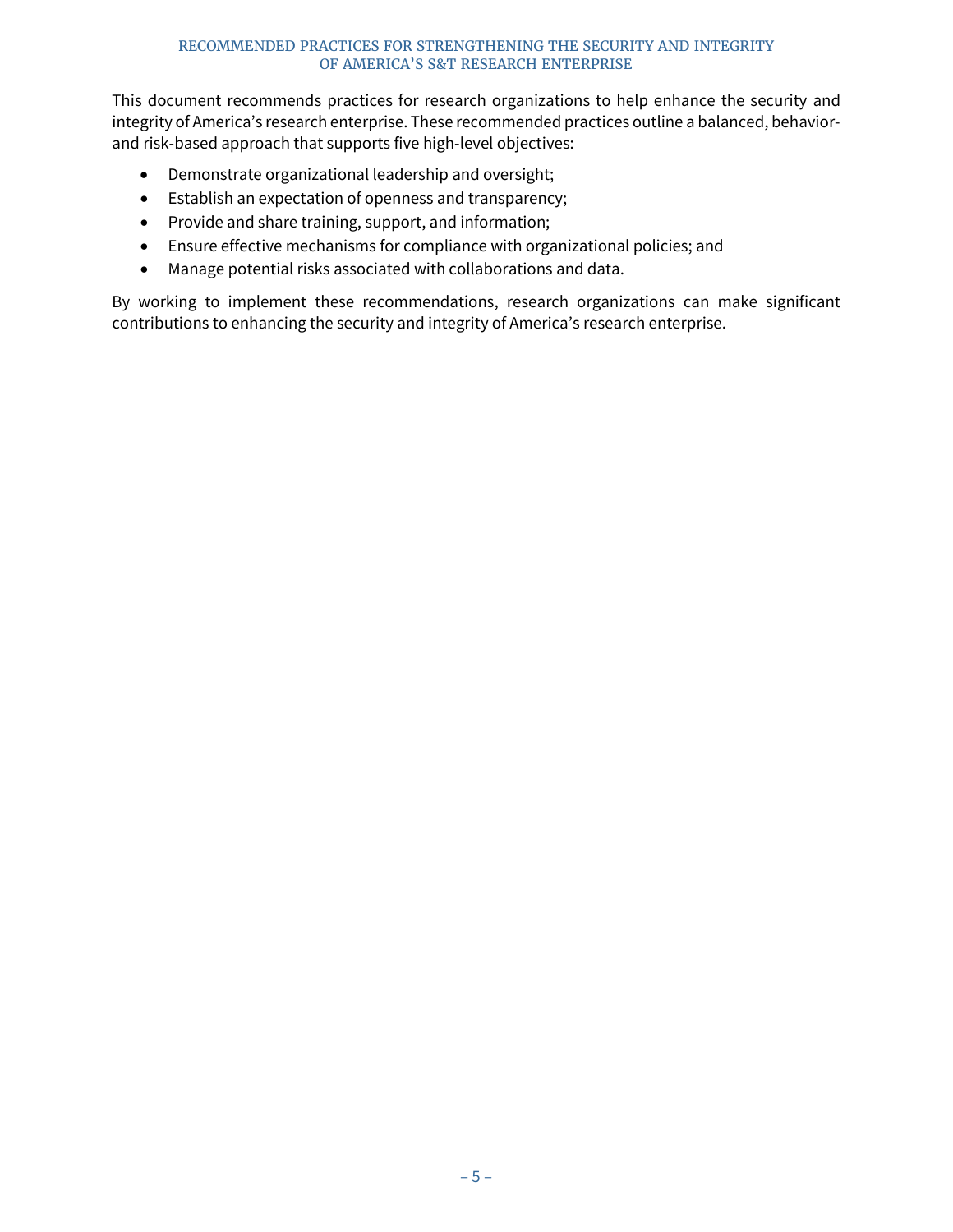This document recommends practices for research organizations to help enhance the security and integrity of America's research enterprise. These recommended practices outline a balanced, behavior- and risk-based approach that supports five high-level objectives:

- Demonstrate organizational leadership and oversight;
- Establish an expectation of openness and transparency;
- Provide and share training, support, and information;
- Ensure effective mechanisms for compliance with organizational policies; and
- Manage potential risks associated with collaborations and data.

By working to implement these recommendations, research organizations can make significant contributions to enhancing the security and integrity of America's research enterprise.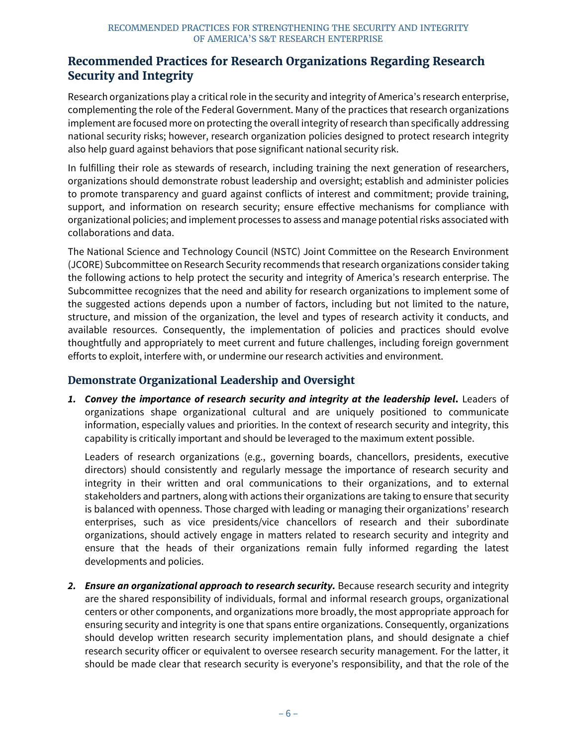## Recommended Practices for Research Organizations Regarding Research Security and Integrity

Research organizations play a critical role in the security and integrity of America's research enterprise, complementing the role of the Federal Government. Many of the practices that research organizations implement are focused more on protecting the overall integrity of research than specifically addressing national security risks; however, research organization policies designed to protect research integrity also help guard against behaviors that pose significant national security risk.

In fulfilling their role as stewards of research, including training the next generation of researchers, organizations should demonstrate robust leadership and oversight; establish and administer policies to promote transparency and guard against conflicts of interest and commitment; provide training, support, and information on research security; ensure effective mechanisms for compliance with organizational policies; and implement processes to assess and manage potential risks associated with collaborations and data.

The National Science and Technology Council (NSTC) Joint Committee on the Research Environment (JCORE) Subcommittee on Research Security recommends that research organizations consider taking the following actions to help protect the security and integrity of America's research enterprise. The Subcommittee recognizes that the need and ability for research organizations to implement some of the suggested actions depends upon a number of factors, including but not limited to the nature, structure, and mission of the organization, the level and types of research activity it conducts, and available resources. Consequently, the implementation of policies and practices should evolve thoughtfully and appropriately to meet current and future challenges, including foreign government efforts to exploit, interfere with, or undermine our research activities and environment.

### Demonstrate Organizational Leadership and Oversight

1. ***Convey the importance of research security and integrity at the leadership level*.** Leaders of organizations shape organizational cultural and are uniquely positioned to communicate information, especially values and priorities. In the context of research security and integrity, this capability is critically important and should be leveraged to the maximum extent possible.

   Leaders of research organizations (e.g., governing boards, chancellors, presidents, executive directors) should consistently and regularly message the importance of research security and integrity in their written and oral communications to their organizations, and to external stakeholders and partners, along with actions their organizations are taking to ensure that security is balanced with openness. Those charged with leading or managing their organizations' research enterprises, such as vice presidents/vice chancellors of research and their subordinate organizations, should actively engage in matters related to research security and integrity and ensure that the heads of their organizations remain fully informed regarding the latest developments and policies.

2. ***Ensure an organizational approach to research security.*** Because research security and integrity are the shared responsibility of individuals, formal and informal research groups, organizational centers or other components, and organizations more broadly, the most appropriate approach for ensuring security and integrity is one that spans entire organizations. Consequently, organizations should develop written research security implementation plans, and should designate a chief research security officer or equivalent to oversee research security management. For the latter, it should be made clear that research security is everyone's responsibility, and that the role of the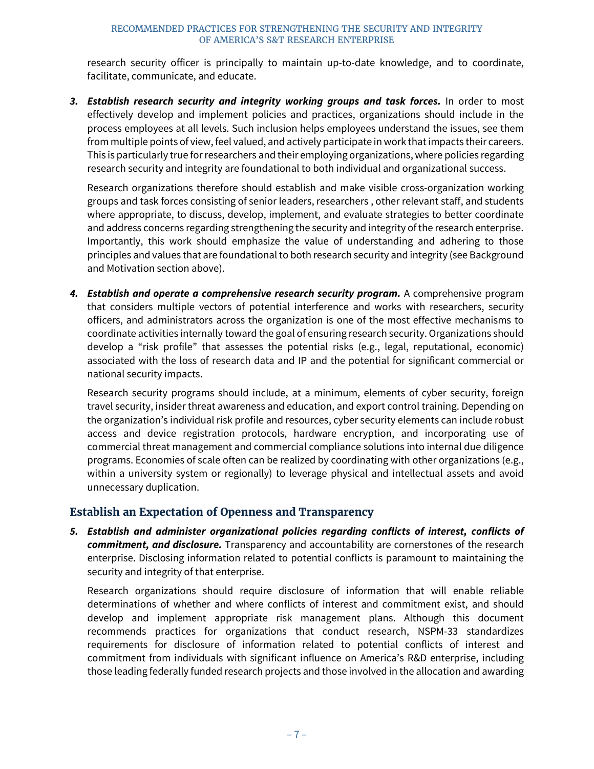research security officer is principally to maintain up-to-date knowledge, and to coordinate, facilitate, communicate, and educate.

3. ***Establish research security and integrity working groups and task forces.*** In order to most effectively develop and implement policies and practices, organizations should include in the process employees at all levels. Such inclusion helps employees understand the issues, see them from multiple points of view, feel valued, and actively participate in work that impacts their careers. This is particularly true for researchers and their employing organizations, where policies regarding research security and integrity are foundational to both individual and organizational success.

   Research organizations therefore should establish and make visible cross-organization working groups and task forces consisting of senior leaders, researchers , other relevant staff, and students where appropriate, to discuss, develop, implement, and evaluate strategies to better coordinate and address concerns regarding strengthening the security and integrity of the research enterprise. Importantly, this work should emphasize the value of understanding and adhering to those principles and values that are foundational to both research security and integrity (see Background and Motivation section above).

4. ***Establish and operate a comprehensive research security program.*** A comprehensive program that considers multiple vectors of potential interference and works with researchers, security officers, and administrators across the organization is one of the most effective mechanisms to coordinate activities internally toward the goal of ensuring research security. Organizations should develop a "risk profile" that assesses the potential risks (e.g., legal, reputational, economic) associated with the loss of research data and IP and the potential for significant commercial or national security impacts.

   Research security programs should include, at a minimum, elements of cyber security, foreign travel security, insider threat awareness and education, and export control training. Depending on the organization's individual risk profile and resources, cyber security elements can include robust access and device registration protocols, hardware encryption, and incorporating use of commercial threat management and commercial compliance solutions into internal due diligence programs. Economies of scale often can be realized by coordinating with other organizations (e.g., within a university system or regionally) to leverage physical and intellectual assets and avoid unnecessary duplication.

## Establish an Expectation of Openness and Transparency

5. ***Establish and administer organizational policies regarding conflicts of interest, conflicts of commitment, and disclosure.*** Transparency and accountability are cornerstones of the research enterprise. Disclosing information related to potential conflicts is paramount to maintaining the security and integrity of that enterprise.

   Research organizations should require disclosure of information that will enable reliable determinations of whether and where conflicts of interest and commitment exist, and should develop and implement appropriate risk management plans. Although this document recommends practices for organizations that conduct research, NSPM-33 standardizes requirements for disclosure of information related to potential conflicts of interest and commitment from individuals with significant influence on America's R&D enterprise, including those leading federally funded research projects and those involved in the allocation and awarding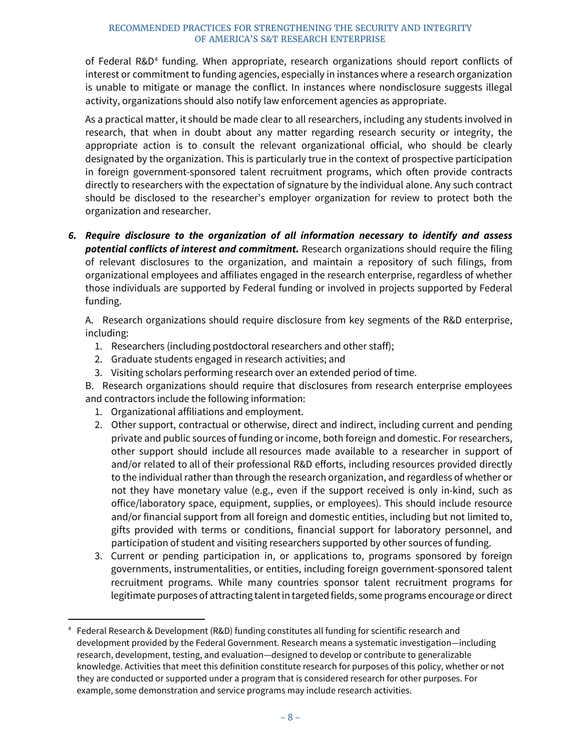of Federal R&D[4] funding. When appropriate, research organizations should report conflicts of interest or commitment to funding agencies, especially in instances where a research organization is unable to mitigate or manage the conflict. In instances where nondisclosure suggests illegal activity, organizations should also notify law enforcement agencies as appropriate.

As a practical matter, it should be made clear to all researchers, including any students involved in research, that when in doubt about any matter regarding research security or integrity, the appropriate action is to consult the relevant organizational official, who should be clearly designated by the organization. This is particularly true in the context of prospective participation in foreign government-sponsored talent recruitment programs, which often provide contracts directly to researchers with the expectation of signature by the individual alone. Any such contract should be disclosed to the researcher's employer organization for review to protect both the organization and researcher.

6. ***Require disclosure to the organization of all information necessary to identify and assess potential conflicts of interest and commitment.*** Research organizations should require the filing of relevant disclosures to the organization, and maintain a repository of such filings, from organizational employees and affiliates engaged in the research enterprise, regardless of whether those individuals are supported by Federal funding or involved in projects supported by Federal funding.

   A. Research organizations should require disclosure from key segments of the R&D enterprise, including:

   1. Researchers (including postdoctoral researchers and other staff);
   2. Graduate students engaged in research activities; and
   3. Visiting scholars performing research over an extended period of time.

   B. Research organizations should require that disclosures from research enterprise employees and contractors include the following information:

   1. Organizational affiliations and employment.
   2. Other support, contractual or otherwise, direct and indirect, including current and pending private and public sources of funding or income, both foreign and domestic. For researchers, other support should include all resources made available to a researcher in support of and/or related to all of their professional R&D efforts, including resources provided directly to the individual rather than through the research organization, and regardless of whether or not they have monetary value (e.g., even if the support received is only in-kind, such as office/laboratory space, equipment, supplies, or employees). This should include resource and/or financial support from all foreign and domestic entities, including but not limited to, gifts provided with terms or conditions, financial support for laboratory personnel, and participation of student and visiting researchers supported by other sources of funding.
   3. Current or pending participation in, or applications to, programs sponsored by foreign governments, instrumentalities, or entities, including foreign government-sponsored talent recruitment programs. While many countries sponsor talent recruitment programs for legitimate purposes of attracting talent in targeted fields, some programs encourage or direct

---

[4] Federal Research & Development (R&D) funding constitutes all funding for scientific research and development provided by the Federal Government. Research means a systematic investigation—including research, development, testing, and evaluation—designed to develop or contribute to generalizable knowledge. Activities that meet this definition constitute research for purposes of this policy, whether or not they are conducted or supported under a program that is considered research for other purposes. For example, some demonstration and service programs may include research activities.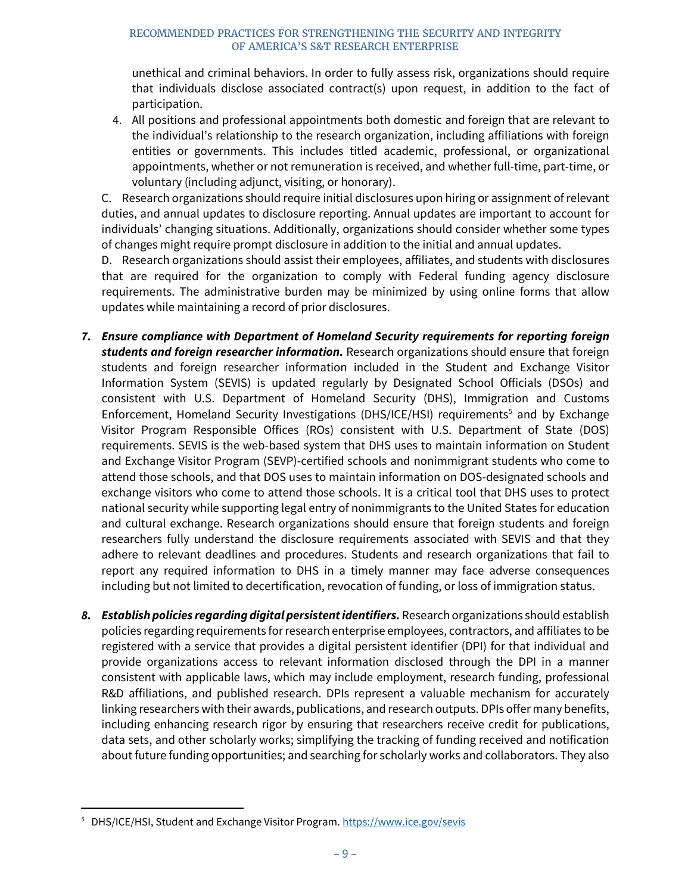unethical and criminal behaviors. In order to fully assess risk, organizations should require that individuals disclose associated contract(s) upon request, in addition to the fact of participation.

4. All positions and professional appointments both domestic and foreign that are relevant to the individual's relationship to the research organization, including affiliations with foreign entities or governments. This includes titled academic, professional, or organizational appointments, whether or not remuneration is received, and whether full-time, part-time, or voluntary (including adjunct, visiting, or honorary).

C. Research organizations should require initial disclosures upon hiring or assignment of relevant duties, and annual updates to disclosure reporting. Annual updates are important to account for individuals' changing situations. Additionally, organizations should consider whether some types of changes might require prompt disclosure in addition to the initial and annual updates.

D. Research organizations should assist their employees, affiliates, and students with disclosures that are required for the organization to comply with Federal funding agency disclosure requirements. The administrative burden may be minimized by using online forms that allow updates while maintaining a record of prior disclosures.

7. ***Ensure compliance with Department of Homeland Security requirements for reporting foreign students and foreign researcher information.*** Research organizations should ensure that foreign students and foreign researcher information included in the Student and Exchange Visitor Information System (SEVIS) is updated regularly by Designated School Officials (DSOs) and consistent with U.S. Department of Homeland Security (DHS), Immigration and Customs Enforcement, Homeland Security Investigations (DHS/ICE/HSI) requirements[5] and by Exchange Visitor Program Responsible Offices (ROs) consistent with U.S. Department of State (DOS) requirements. SEVIS is the web-based system that DHS uses to maintain information on Student and Exchange Visitor Program (SEVP)-certified schools and nonimmigrant students who come to attend those schools, and that DOS uses to maintain information on DOS-designated schools and exchange visitors who come to attend those schools. It is a critical tool that DHS uses to protect national security while supporting legal entry of nonimmigrants to the United States for education and cultural exchange. Research organizations should ensure that foreign students and foreign researchers fully understand the disclosure requirements associated with SEVIS and that they adhere to relevant deadlines and procedures. Students and research organizations that fail to report any required information to DHS in a timely manner may face adverse consequences including but not limited to decertification, revocation of funding, or loss of immigration status.

8. ***Establish policies regarding digital persistent identifiers.*** Research organizations should establish policies regarding requirements for research enterprise employees, contractors, and affiliates to be registered with a service that provides a digital persistent identifier (DPI) for that individual and provide organizations access to relevant information disclosed through the DPI in a manner consistent with applicable laws, which may include employment, research funding, professional R&D affiliations, and published research. DPIs represent a valuable mechanism for accurately linking researchers with their awards, publications, and research outputs. DPIs offer many benefits, including enhancing research rigor by ensuring that researchers receive credit for publications, data sets, and other scholarly works; simplifying the tracking of funding received and notification about future funding opportunities; and searching for scholarly works and collaborators. They also

[5] DHS/ICE/HSI, Student and Exchange Visitor Program. https://www.ice.gov/sevis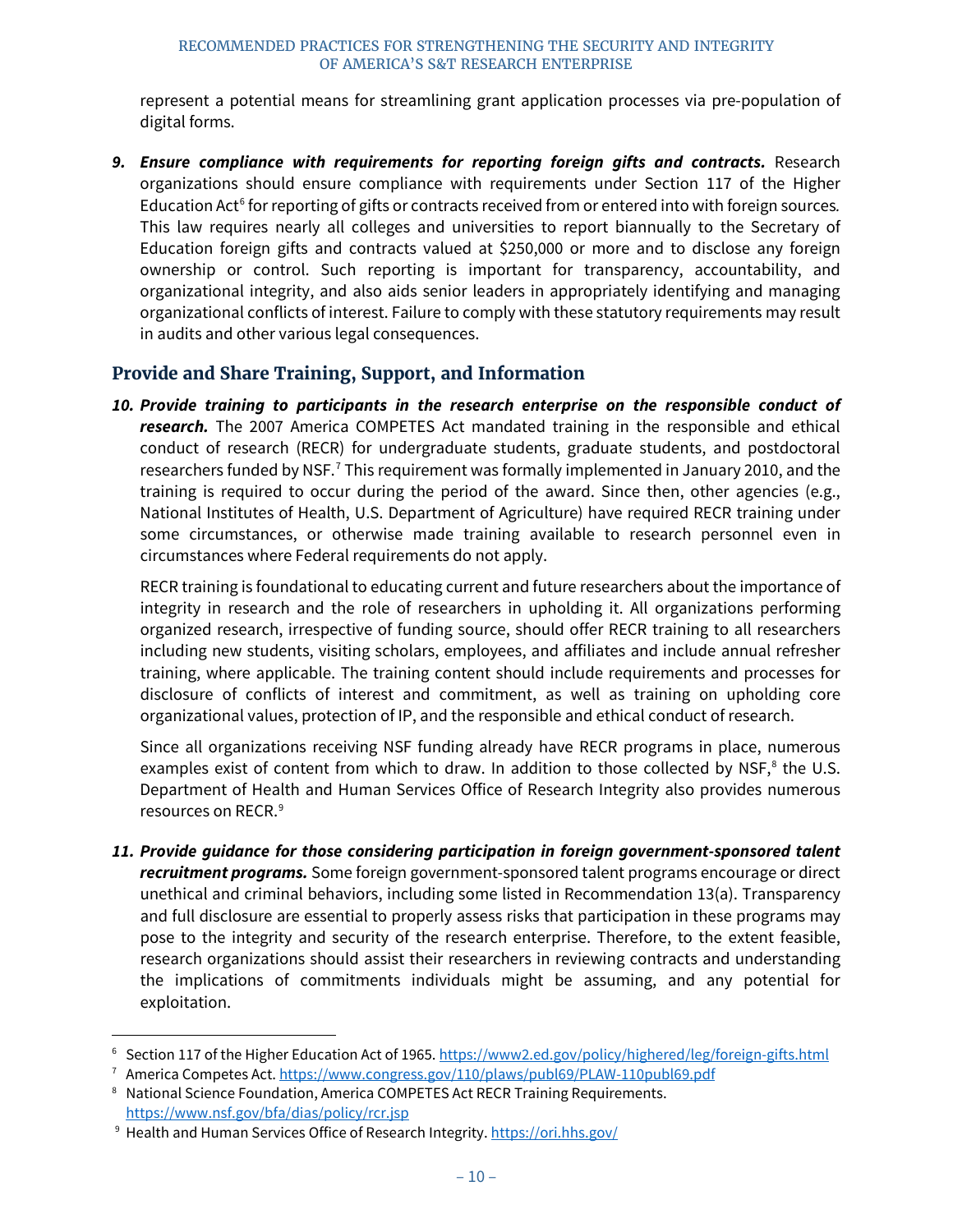represent a potential means for streamlining grant application processes via pre-population of digital forms.

9. ***Ensure compliance with requirements for reporting foreign gifts and contracts.*** Research organizations should ensure compliance with requirements under Section 117 of the Higher Education Act[6] for reporting of gifts or contracts received from or entered into with foreign sources. This law requires nearly all colleges and universities to report biannually to the Secretary of Education foreign gifts and contracts valued at $250,000 or more and to disclose any foreign ownership or control. Such reporting is important for transparency, accountability, and organizational integrity, and also aids senior leaders in appropriately identifying and managing organizational conflicts of interest. Failure to comply with these statutory requirements may result in audits and other various legal consequences.

## Provide and Share Training, Support, and Information

10. ***Provide training to participants in the research enterprise on the responsible conduct of research.*** The 2007 America COMPETES Act mandated training in the responsible and ethical conduct of research (RECR) for undergraduate students, graduate students, and postdoctoral researchers funded by NSF.[7] This requirement was formally implemented in January 2010, and the training is required to occur during the period of the award. Since then, other agencies (e.g., National Institutes of Health, U.S. Department of Agriculture) have required RECR training under some circumstances, or otherwise made training available to research personnel even in circumstances where Federal requirements do not apply.

    RECR training is foundational to educating current and future researchers about the importance of integrity in research and the role of researchers in upholding it. All organizations performing organized research, irrespective of funding source, should offer RECR training to all researchers including new students, visiting scholars, employees, and affiliates and include annual refresher training, where applicable. The training content should include requirements and processes for disclosure of conflicts of interest and commitment, as well as training on upholding core organizational values, protection of IP, and the responsible and ethical conduct of research.

    Since all organizations receiving NSF funding already have RECR programs in place, numerous examples exist of content from which to draw. In addition to those collected by NSF,[8] the U.S. Department of Health and Human Services Office of Research Integrity also provides numerous resources on RECR.[9]

11. ***Provide guidance for those considering participation in foreign government-sponsored talent recruitment programs.*** Some foreign government-sponsored talent programs encourage or direct unethical and criminal behaviors, including some listed in Recommendation 13(a). Transparency and full disclosure are essential to properly assess risks that participation in these programs may pose to the integrity and security of the research enterprise. Therefore, to the extent feasible, research organizations should assist their researchers in reviewing contracts and understanding the implications of commitments individuals might be assuming, and any potential for exploitation.

---

[6] Section 117 of the Higher Education Act of 1965. https://www2.ed.gov/policy/highered/leg/foreign-gifts.html

[7] America Competes Act. https://www.congress.gov/110/plaws/publ69/PLAW-110publ69.pdf

[8] National Science Foundation, America COMPETES Act RECR Training Requirements. https://www.nsf.gov/bfa/dias/policy/rcr.jsp

[9] Health and Human Services Office of Research Integrity. https://ori.hhs.gov/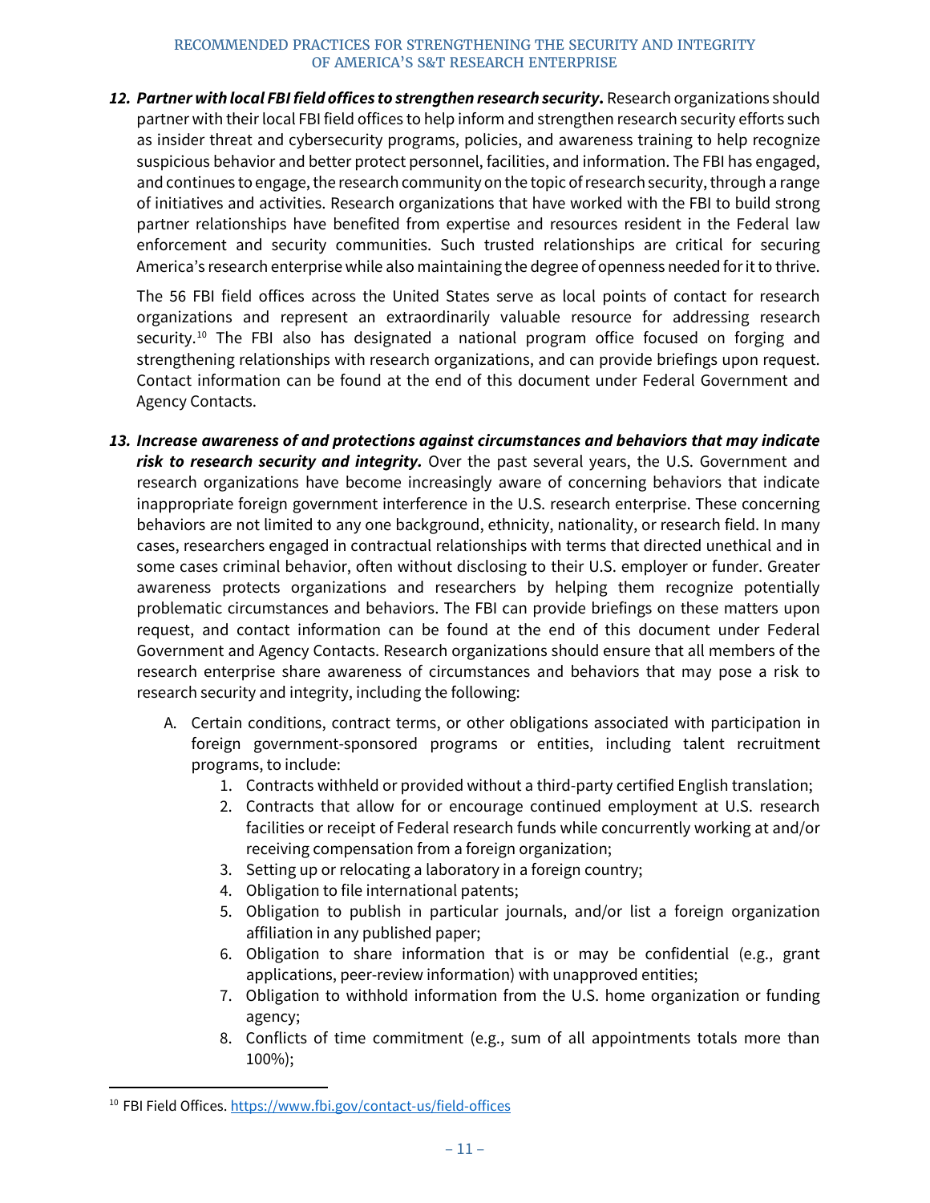12. ***Partner with local FBI field offices to strengthen research security.*** Research organizations should partner with their local FBI field offices to help inform and strengthen research security efforts such as insider threat and cybersecurity programs, policies, and awareness training to help recognize suspicious behavior and better protect personnel, facilities, and information. The FBI has engaged, and continues to engage, the research community on the topic of research security, through a range of initiatives and activities. Research organizations that have worked with the FBI to build strong partner relationships have benefited from expertise and resources resident in the Federal law enforcement and security communities. Such trusted relationships are critical for securing America's research enterprise while also maintaining the degree of openness needed for it to thrive.

    The 56 FBI field offices across the United States serve as local points of contact for research organizations and represent an extraordinarily valuable resource for addressing research security.[10] The FBI also has designated a national program office focused on forging and strengthening relationships with research organizations, and can provide briefings upon request. Contact information can be found at the end of this document under Federal Government and Agency Contacts.

13. ***Increase awareness of and protections against circumstances and behaviors that may indicate risk to research security and integrity.*** Over the past several years, the U.S. Government and research organizations have become increasingly aware of concerning behaviors that indicate inappropriate foreign government interference in the U.S. research enterprise. These concerning behaviors are not limited to any one background, ethnicity, nationality, or research field. In many cases, researchers engaged in contractual relationships with terms that directed unethical and in some cases criminal behavior, often without disclosing to their U.S. employer or funder. Greater awareness protects organizations and researchers by helping them recognize potentially problematic circumstances and behaviors. The FBI can provide briefings on these matters upon request, and contact information can be found at the end of this document under Federal Government and Agency Contacts. Research organizations should ensure that all members of the research enterprise share awareness of circumstances and behaviors that may pose a risk to research security and integrity, including the following:

    A. Certain conditions, contract terms, or other obligations associated with participation in foreign government-sponsored programs or entities, including talent recruitment programs, to include:
        1. Contracts withheld or provided without a third-party certified English translation;
        2. Contracts that allow for or encourage continued employment at U.S. research facilities or receipt of Federal research funds while concurrently working at and/or receiving compensation from a foreign organization;
        3. Setting up or relocating a laboratory in a foreign country;
        4. Obligation to file international patents;
        5. Obligation to publish in particular journals, and/or list a foreign organization affiliation in any published paper;
        6. Obligation to share information that is or may be confidential (e.g., grant applications, peer-review information) with unapproved entities;
        7. Obligation to withhold information from the U.S. home organization or funding agency;
        8. Conflicts of time commitment (e.g., sum of all appointments totals more than 100%);

[10] FBI Field Offices. https://www.fbi.gov/contact-us/field-offices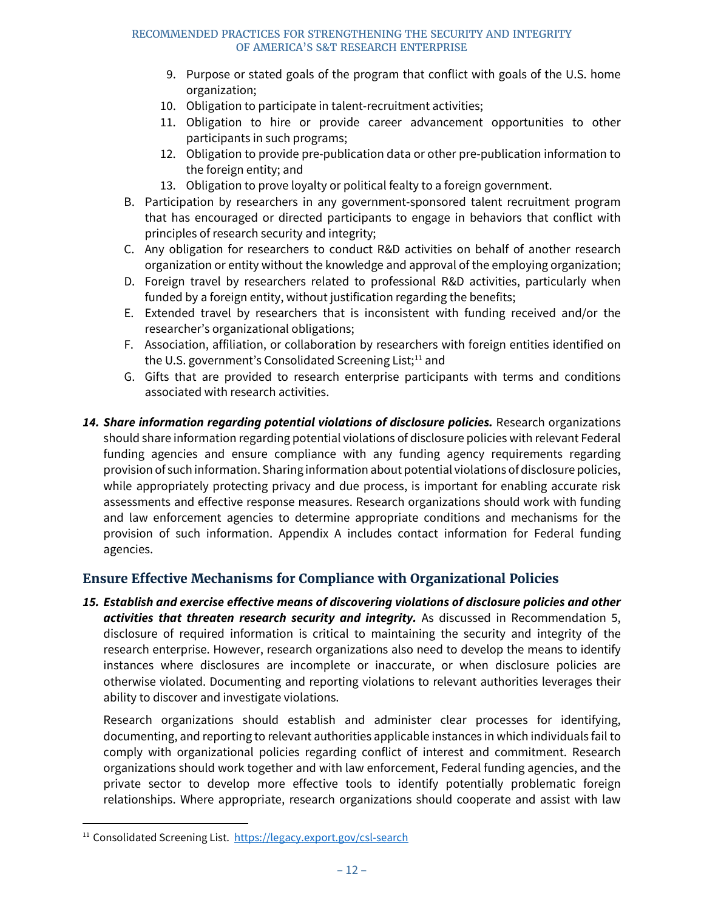9. Purpose or stated goals of the program that conflict with goals of the U.S. home organization;
10. Obligation to participate in talent-recruitment activities;
11. Obligation to hire or provide career advancement opportunities to other participants in such programs;
12. Obligation to provide pre-publication data or other pre-publication information to the foreign entity; and
13. Obligation to prove loyalty or political fealty to a foreign government.

B. Participation by researchers in any government-sponsored talent recruitment program that has encouraged or directed participants to engage in behaviors that conflict with principles of research security and integrity;

C. Any obligation for researchers to conduct R&D activities on behalf of another research organization or entity without the knowledge and approval of the employing organization;

D. Foreign travel by researchers related to professional R&D activities, particularly when funded by a foreign entity, without justification regarding the benefits;

E. Extended travel by researchers that is inconsistent with funding received and/or the researcher's organizational obligations;

F. Association, affiliation, or collaboration by researchers with foreign entities identified on the U.S. government's Consolidated Screening List;[11] and

G. Gifts that are provided to research enterprise participants with terms and conditions associated with research activities.

14. ***Share information regarding potential violations of disclosure policies.*** Research organizations should share information regarding potential violations of disclosure policies with relevant Federal funding agencies and ensure compliance with any funding agency requirements regarding provision of such information. Sharing information about potential violations of disclosure policies, while appropriately protecting privacy and due process, is important for enabling accurate risk assessments and effective response measures. Research organizations should work with funding and law enforcement agencies to determine appropriate conditions and mechanisms for the provision of such information. Appendix A includes contact information for Federal funding agencies.

## Ensure Effective Mechanisms for Compliance with Organizational Policies

15. ***Establish and exercise effective means of discovering violations of disclosure policies and other activities that threaten research security and integrity.*** As discussed in Recommendation 5, disclosure of required information is critical to maintaining the security and integrity of the research enterprise. However, research organizations also need to develop the means to identify instances where disclosures are incomplete or inaccurate, or when disclosure policies are otherwise violated. Documenting and reporting violations to relevant authorities leverages their ability to discover and investigate violations.

    Research organizations should establish and administer clear processes for identifying, documenting, and reporting to relevant authorities applicable instances in which individuals fail to comply with organizational policies regarding conflict of interest and commitment. Research organizations should work together and with law enforcement, Federal funding agencies, and the private sector to develop more effective tools to identify potentially problematic foreign relationships. Where appropriate, research organizations should cooperate and assist with law

[11] Consolidated Screening List. https://legacy.export.gov/csl-search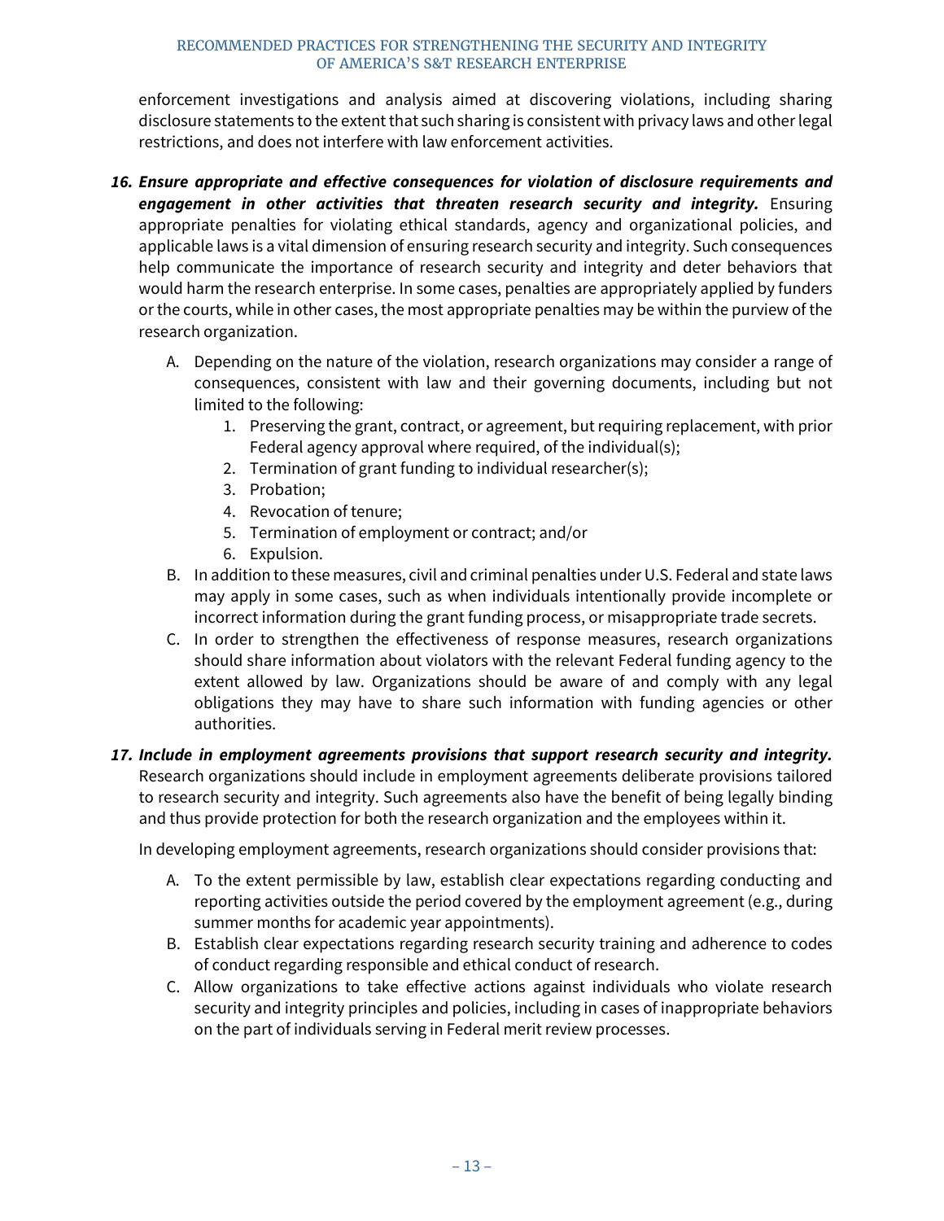enforcement investigations and analysis aimed at discovering violations, including sharing disclosure statements to the extent that such sharing is consistent with privacy laws and other legal restrictions, and does not interfere with law enforcement activities.

16. ***Ensure appropriate and effective consequences for violation of disclosure requirements and engagement in other activities that threaten research security and integrity.*** Ensuring appropriate penalties for violating ethical standards, agency and organizational policies, and applicable laws is a vital dimension of ensuring research security and integrity. Such consequences help communicate the importance of research security and integrity and deter behaviors that would harm the research enterprise. In some cases, penalties are appropriately applied by funders or the courts, while in other cases, the most appropriate penalties may be within the purview of the research organization.

    A. Depending on the nature of the violation, research organizations may consider a range of consequences, consistent with law and their governing documents, including but not limited to the following:
        1. Preserving the grant, contract, or agreement, but requiring replacement, with prior Federal agency approval where required, of the individual(s);
        2. Termination of grant funding to individual researcher(s);
        3. Probation;
        4. Revocation of tenure;
        5. Termination of employment or contract; and/or
        6. Expulsion.

    B. In addition to these measures, civil and criminal penalties under U.S. Federal and state laws may apply in some cases, such as when individuals intentionally provide incomplete or incorrect information during the grant funding process, or misappropriate trade secrets.

    C. In order to strengthen the effectiveness of response measures, research organizations should share information about violators with the relevant Federal funding agency to the extent allowed by law. Organizations should be aware of and comply with any legal obligations they may have to share such information with funding agencies or other authorities.

17. ***Include in employment agreements provisions that support research security and integrity.*** Research organizations should include in employment agreements deliberate provisions tailored to research security and integrity. Such agreements also have the benefit of being legally binding and thus provide protection for both the research organization and the employees within it.

    In developing employment agreements, research organizations should consider provisions that:

    A. To the extent permissible by law, establish clear expectations regarding conducting and reporting activities outside the period covered by the employment agreement (e.g., during summer months for academic year appointments).

    B. Establish clear expectations regarding research security training and adherence to codes of conduct regarding responsible and ethical conduct of research.

    C. Allow organizations to take effective actions against individuals who violate research security and integrity principles and policies, including in cases of inappropriate behaviors on the part of individuals serving in Federal merit review processes.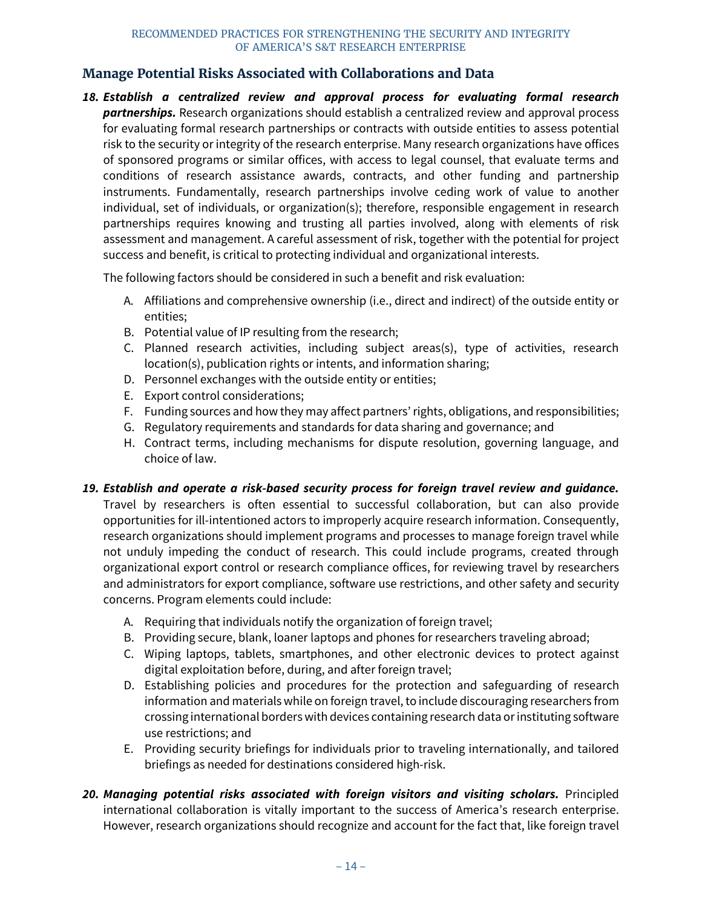## Manage Potential Risks Associated with Collaborations and Data

18. ***Establish a centralized review and approval process for evaluating formal research partnerships.*** Research organizations should establish a centralized review and approval process for evaluating formal research partnerships or contracts with outside entities to assess potential risk to the security or integrity of the research enterprise. Many research organizations have offices of sponsored programs or similar offices, with access to legal counsel, that evaluate terms and conditions of research assistance awards, contracts, and other funding and partnership instruments. Fundamentally, research partnerships involve ceding work of value to another individual, set of individuals, or organization(s); therefore, responsible engagement in research partnerships requires knowing and trusting all parties involved, along with elements of risk assessment and management. A careful assessment of risk, together with the potential for project success and benefit, is critical to protecting individual and organizational interests.

    The following factors should be considered in such a benefit and risk evaluation:

    A. Affiliations and comprehensive ownership (i.e., direct and indirect) of the outside entity or entities;
    B. Potential value of IP resulting from the research;
    C. Planned research activities, including subject areas(s), type of activities, research location(s), publication rights or intents, and information sharing;
    D. Personnel exchanges with the outside entity or entities;
    E. Export control considerations;
    F. Funding sources and how they may affect partners' rights, obligations, and responsibilities;
    G. Regulatory requirements and standards for data sharing and governance; and
    H. Contract terms, including mechanisms for dispute resolution, governing language, and choice of law.

19. ***Establish and operate a risk-based security process for foreign travel review and guidance.*** Travel by researchers is often essential to successful collaboration, but can also provide opportunities for ill-intentioned actors to improperly acquire research information. Consequently, research organizations should implement programs and processes to manage foreign travel while not unduly impeding the conduct of research. This could include programs, created through organizational export control or research compliance offices, for reviewing travel by researchers and administrators for export compliance, software use restrictions, and other safety and security concerns. Program elements could include:

    A. Requiring that individuals notify the organization of foreign travel;
    B. Providing secure, blank, loaner laptops and phones for researchers traveling abroad;
    C. Wiping laptops, tablets, smartphones, and other electronic devices to protect against digital exploitation before, during, and after foreign travel;
    D. Establishing policies and procedures for the protection and safeguarding of research information and materials while on foreign travel, to include discouraging researchers from crossing international borders with devices containing research data or instituting software use restrictions; and
    E. Providing security briefings for individuals prior to traveling internationally, and tailored briefings as needed for destinations considered high-risk.

20. ***Managing potential risks associated with foreign visitors and visiting scholars.*** Principled international collaboration is vitally important to the success of America's research enterprise. However, research organizations should recognize and account for the fact that, like foreign travel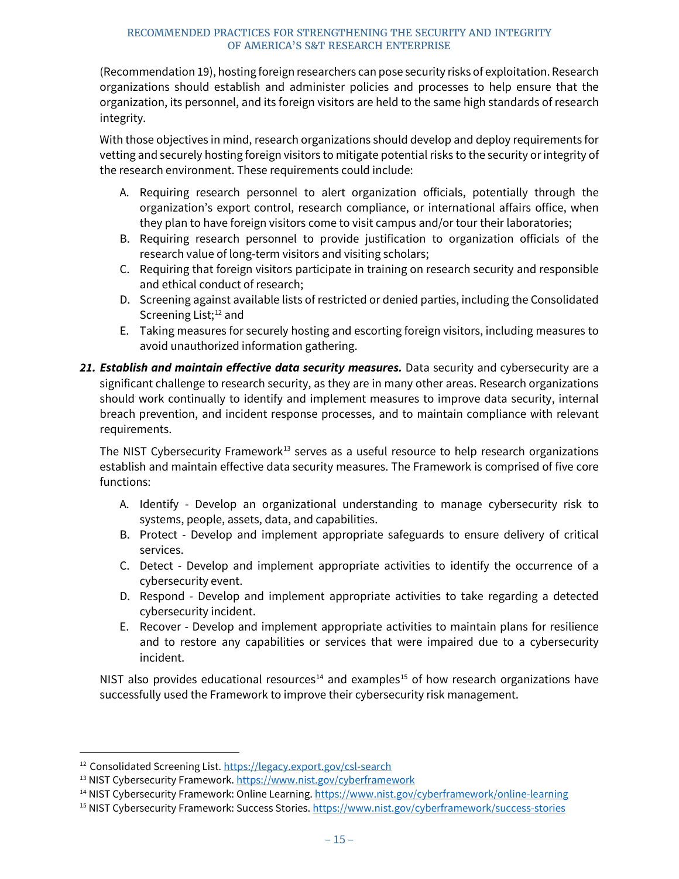(Recommendation 19), hosting foreign researchers can pose security risks of exploitation. Research organizations should establish and administer policies and processes to help ensure that the organization, its personnel, and its foreign visitors are held to the same high standards of research integrity.

With those objectives in mind, research organizations should develop and deploy requirements for vetting and securely hosting foreign visitors to mitigate potential risks to the security or integrity of the research environment. These requirements could include:

A. Requiring research personnel to alert organization officials, potentially through the organization's export control, research compliance, or international affairs office, when they plan to have foreign visitors come to visit campus and/or tour their laboratories;
B. Requiring research personnel to provide justification to organization officials of the research value of long-term visitors and visiting scholars;
C. Requiring that foreign visitors participate in training on research security and responsible and ethical conduct of research;
D. Screening against available lists of restricted or denied parties, including the Consolidated Screening List;[12] and
E. Taking measures for securely hosting and escorting foreign visitors, including measures to avoid unauthorized information gathering.

21. ***Establish and maintain effective data security measures.*** Data security and cybersecurity are a significant challenge to research security, as they are in many other areas. Research organizations should work continually to identify and implement measures to improve data security, internal breach prevention, and incident response processes, and to maintain compliance with relevant requirements.

The NIST Cybersecurity Framework[13] serves as a useful resource to help research organizations establish and maintain effective data security measures. The Framework is comprised of five core functions:

A. Identify - Develop an organizational understanding to manage cybersecurity risk to systems, people, assets, data, and capabilities.
B. Protect - Develop and implement appropriate safeguards to ensure delivery of critical services.
C. Detect - Develop and implement appropriate activities to identify the occurrence of a cybersecurity event.
D. Respond - Develop and implement appropriate activities to take regarding a detected cybersecurity incident.
E. Recover - Develop and implement appropriate activities to maintain plans for resilience and to restore any capabilities or services that were impaired due to a cybersecurity incident.

NIST also provides educational resources[14] and examples[15] of how research organizations have successfully used the Framework to improve their cybersecurity risk management.

---

[12] Consolidated Screening List. https://legacy.export.gov/csl-search

[13] NIST Cybersecurity Framework. https://www.nist.gov/cyberframework

[14] NIST Cybersecurity Framework: Online Learning. https://www.nist.gov/cyberframework/online-learning

[15] NIST Cybersecurity Framework: Success Stories. https://www.nist.gov/cyberframework/success-stories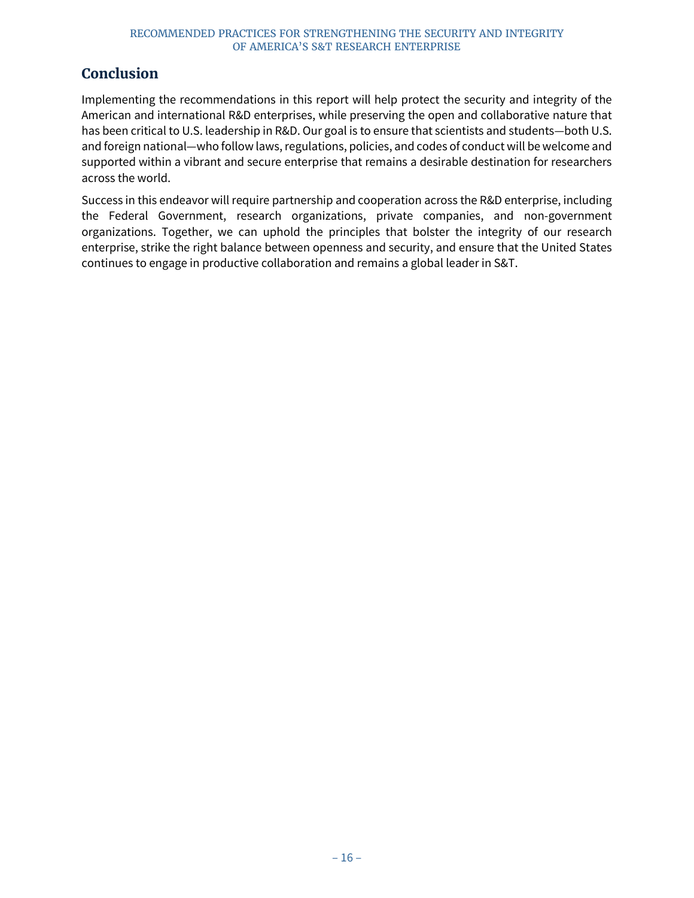## Conclusion

Implementing the recommendations in this report will help protect the security and integrity of the American and international R&D enterprises, while preserving the open and collaborative nature that has been critical to U.S. leadership in R&D. Our goal is to ensure that scientists and students—both U.S. and foreign national—who follow laws, regulations, policies, and codes of conduct will be welcome and supported within a vibrant and secure enterprise that remains a desirable destination for researchers across the world.

Success in this endeavor will require partnership and cooperation across the R&D enterprise, including the Federal Government, research organizations, private companies, and non-government organizations. Together, we can uphold the principles that bolster the integrity of our research enterprise, strike the right balance between openness and security, and ensure that the United States continues to engage in productive collaboration and remains a global leader in S&T.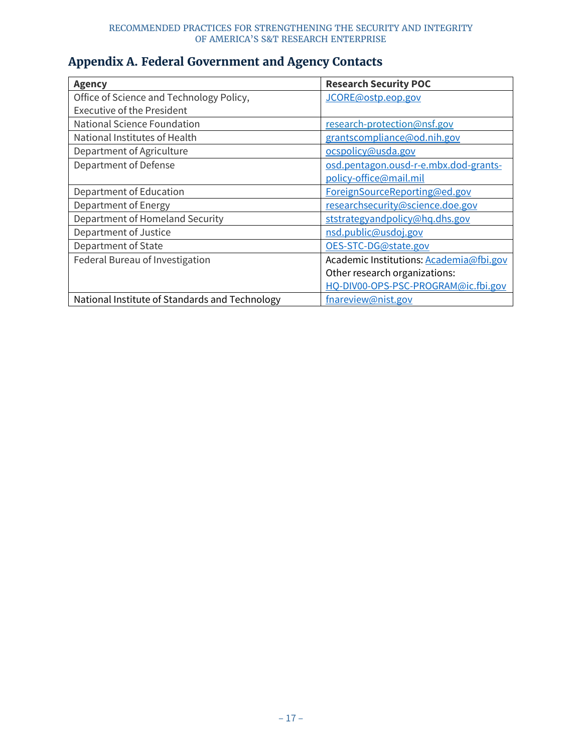## Appendix A. Federal Government and Agency Contacts

| Agency | Research Security POC |
| --- | --- |
| Office of Science and Technology Policy, Executive of the President | JCORE@ostp.eop.gov |
| National Science Foundation | research-protection@nsf.gov |
| National Institutes of Health | grantscompliance@od.nih.gov |
| Department of Agriculture | ocspolicy@usda.gov |
| Department of Defense | osd.pentagon.ousd-r-e.mbx.dod-grants-policy-office@mail.mil |
| Department of Education | ForeignSourceReporting@ed.gov |
| Department of Energy | researchsecurity@science.doe.gov |
| Department of Homeland Security | ststrategyandpolicy@hq.dhs.gov |
| Department of Justice | nsd.public@usdoj.gov |
| Department of State | OES-STC-DG@state.gov |
| Federal Bureau of Investigation | Academic Institutions: Academia@fbi.gov<br>Other research organizations: HQ-DIV00-OPS-PSC-PROGRAM@ic.fbi.gov |
| National Institute of Standards and Technology | fnareview@nist.gov |